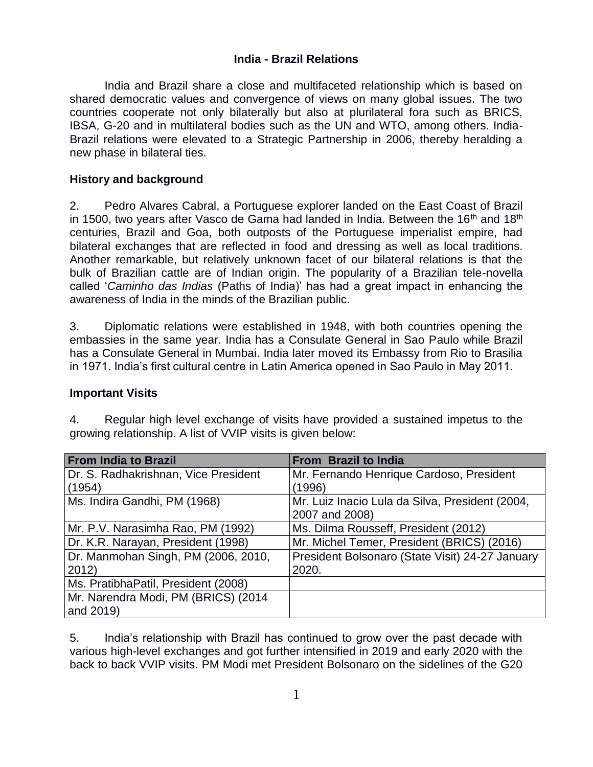# India - Brazil Relations

India and Brazil share a close and multifaceted relationship which is based on shared democratic values and convergence of views on many global issues. The two countries cooperate not only bilaterally but also at plurilateral fora such as BRICS, IBSA, G-20 and in multilateral bodies such as the UN and WTO, among others. India-Brazil relations were elevated to a Strategic Partnership in 2006, thereby heralding a new phase in bilateral ties.

## History and background

2. Pedro Alvares Cabral, a Portuguese explorer landed on the East Coast of Brazil in 1500, two years after Vasco de Gama had landed in India. Between the 16th and 18th centuries, Brazil and Goa, both outposts of the Portuguese imperialist empire, had bilateral exchanges that are reflected in food and dressing as well as local traditions. Another remarkable, but relatively unknown facet of our bilateral relations is that the bulk of Brazilian cattle are of Indian origin. The popularity of a Brazilian tele-novella called '*Caminho das Indias* (Paths of India)' has had a great impact in enhancing the awareness of India in the minds of the Brazilian public.

3. Diplomatic relations were established in 1948, with both countries opening the embassies in the same year. India has a Consulate General in Sao Paulo while Brazil has a Consulate General in Mumbai. India later moved its Embassy from Rio to Brasilia in 1971. India's first cultural centre in Latin America opened in Sao Paulo in May 2011.

## Important Visits

4. Regular high level exchange of visits have provided a sustained impetus to the growing relationship. A list of VVIP visits is given below:

| From India to Brazil | From Brazil to India |
|---|---|
| Dr. S. Radhakrishnan, Vice President (1954) | Mr. Fernando Henrique Cardoso, President (1996) |
| Ms. Indira Gandhi, PM (1968) | Mr. Luiz Inacio Lula da Silva, President (2004, 2007 and 2008) |
| Mr. P.V. Narasimha Rao, PM (1992) | Ms. Dilma Rousseff, President (2012) |
| Dr. K.R. Narayan, President (1998) | Mr. Michel Temer, President (BRICS) (2016) |
| Dr. Manmohan Singh, PM (2006, 2010, 2012) | President Bolsonaro (State Visit) 24-27 January 2020. |
| Ms. PratibhaPatil, President (2008) | |
| Mr. Narendra Modi, PM (BRICS) (2014 and 2019) | |

5. India's relationship with Brazil has continued to grow over the past decade with various high-level exchanges and got further intensified in 2019 and early 2020 with the back to back VVIP visits. PM Modi met President Bolsonaro on the sidelines of the G20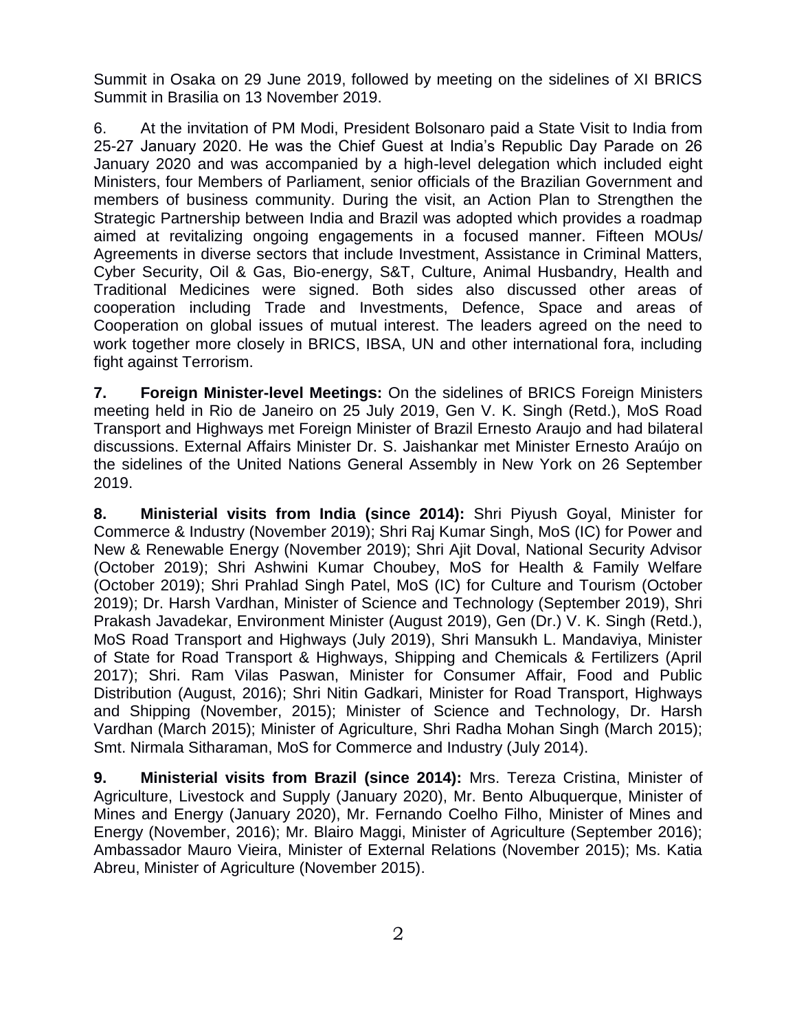Summit in Osaka on 29 June 2019, followed by meeting on the sidelines of XI BRICS Summit in Brasilia on 13 November 2019.

6. At the invitation of PM Modi, President Bolsonaro paid a State Visit to India from 25-27 January 2020. He was the Chief Guest at India's Republic Day Parade on 26 January 2020 and was accompanied by a high-level delegation which included eight Ministers, four Members of Parliament, senior officials of the Brazilian Government and members of business community. During the visit, an Action Plan to Strengthen the Strategic Partnership between India and Brazil was adopted which provides a roadmap aimed at revitalizing ongoing engagements in a focused manner. Fifteen MOUs/ Agreements in diverse sectors that include Investment, Assistance in Criminal Matters, Cyber Security, Oil & Gas, Bio-energy, S&T, Culture, Animal Husbandry, Health and Traditional Medicines were signed. Both sides also discussed other areas of cooperation including Trade and Investments, Defence, Space and areas of Cooperation on global issues of mutual interest. The leaders agreed on the need to work together more closely in BRICS, IBSA, UN and other international fora, including fight against Terrorism.

**7. Foreign Minister-level Meetings:** On the sidelines of BRICS Foreign Ministers meeting held in Rio de Janeiro on 25 July 2019, Gen V. K. Singh (Retd.), MoS Road Transport and Highways met Foreign Minister of Brazil Ernesto Araujo and had bilateral discussions. External Affairs Minister Dr. S. Jaishankar met Minister Ernesto Araújo on the sidelines of the United Nations General Assembly in New York on 26 September 2019.

**8. Ministerial visits from India (since 2014):** Shri Piyush Goyal, Minister for Commerce & Industry (November 2019); Shri Raj Kumar Singh, MoS (IC) for Power and New & Renewable Energy (November 2019); Shri Ajit Doval, National Security Advisor (October 2019); Shri Ashwini Kumar Choubey, MoS for Health & Family Welfare (October 2019); Shri Prahlad Singh Patel, MoS (IC) for Culture and Tourism (October 2019); Dr. Harsh Vardhan, Minister of Science and Technology (September 2019), Shri Prakash Javadekar, Environment Minister (August 2019), Gen (Dr.) V. K. Singh (Retd.), MoS Road Transport and Highways (July 2019), Shri Mansukh L. Mandaviya, Minister of State for Road Transport & Highways, Shipping and Chemicals & Fertilizers (April 2017); Shri. Ram Vilas Paswan, Minister for Consumer Affair, Food and Public Distribution (August, 2016); Shri Nitin Gadkari, Minister for Road Transport, Highways and Shipping (November, 2015); Minister of Science and Technology, Dr. Harsh Vardhan (March 2015); Minister of Agriculture, Shri Radha Mohan Singh (March 2015); Smt. Nirmala Sitharaman, MoS for Commerce and Industry (July 2014).

**9. Ministerial visits from Brazil (since 2014):** Mrs. Tereza Cristina, Minister of Agriculture, Livestock and Supply (January 2020), Mr. Bento Albuquerque, Minister of Mines and Energy (January 2020), Mr. Fernando Coelho Filho, Minister of Mines and Energy (November, 2016); Mr. Blairo Maggi, Minister of Agriculture (September 2016); Ambassador Mauro Vieira, Minister of External Relations (November 2015); Ms. Katia Abreu, Minister of Agriculture (November 2015).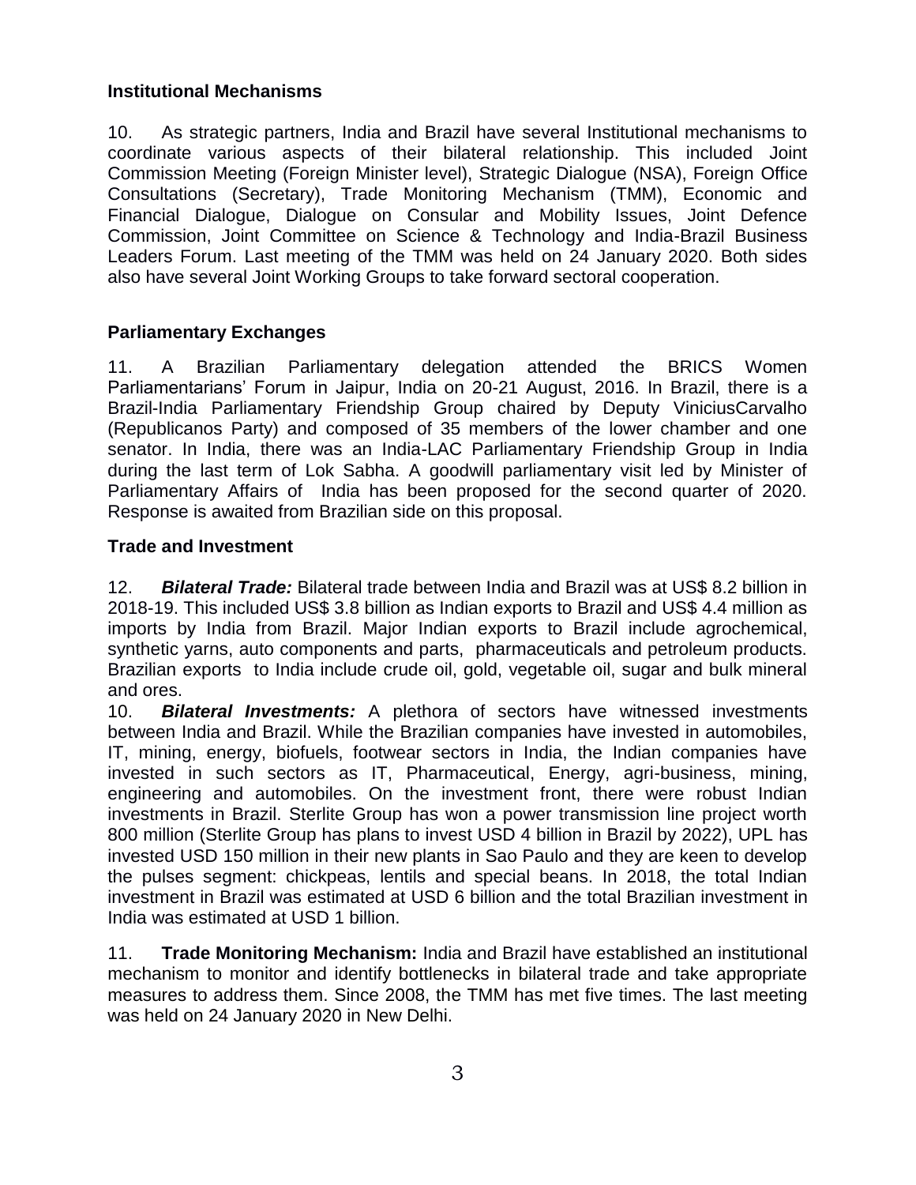**Institutional Mechanisms**

10. As strategic partners, India and Brazil have several Institutional mechanisms to coordinate various aspects of their bilateral relationship. This included Joint Commission Meeting (Foreign Minister level), Strategic Dialogue (NSA), Foreign Office Consultations (Secretary), Trade Monitoring Mechanism (TMM), Economic and Financial Dialogue, Dialogue on Consular and Mobility Issues, Joint Defence Commission, Joint Committee on Science & Technology and India-Brazil Business Leaders Forum. Last meeting of the TMM was held on 24 January 2020. Both sides also have several Joint Working Groups to take forward sectoral cooperation.

**Parliamentary Exchanges**

11. A Brazilian Parliamentary delegation attended the BRICS Women Parliamentarians' Forum in Jaipur, India on 20-21 August, 2016. In Brazil, there is a Brazil-India Parliamentary Friendship Group chaired by Deputy ViniciusCarvalho (Republicanos Party) and composed of 35 members of the lower chamber and one senator. In India, there was an India-LAC Parliamentary Friendship Group in India during the last term of Lok Sabha. A goodwill parliamentary visit led by Minister of Parliamentary Affairs of India has been proposed for the second quarter of 2020. Response is awaited from Brazilian side on this proposal.

**Trade and Investment**

12. ***Bilateral Trade:*** Bilateral trade between India and Brazil was at US$ 8.2 billion in 2018-19. This included US$ 3.8 billion as Indian exports to Brazil and US$ 4.4 million as imports by India from Brazil. Major Indian exports to Brazil include agrochemical, synthetic yarns, auto components and parts, pharmaceuticals and petroleum products. Brazilian exports to India include crude oil, gold, vegetable oil, sugar and bulk mineral and ores.

10. ***Bilateral Investments:*** A plethora of sectors have witnessed investments between India and Brazil. While the Brazilian companies have invested in automobiles, IT, mining, energy, biofuels, footwear sectors in India, the Indian companies have invested in such sectors as IT, Pharmaceutical, Energy, agri-business, mining, engineering and automobiles. On the investment front, there were robust Indian investments in Brazil. Sterlite Group has won a power transmission line project worth 800 million (Sterlite Group has plans to invest USD 4 billion in Brazil by 2022), UPL has invested USD 150 million in their new plants in Sao Paulo and they are keen to develop the pulses segment: chickpeas, lentils and special beans. In 2018, the total Indian investment in Brazil was estimated at USD 6 billion and the total Brazilian investment in India was estimated at USD 1 billion.

11. **Trade Monitoring Mechanism:** India and Brazil have established an institutional mechanism to monitor and identify bottlenecks in bilateral trade and take appropriate measures to address them. Since 2008, the TMM has met five times. The last meeting was held on 24 January 2020 in New Delhi.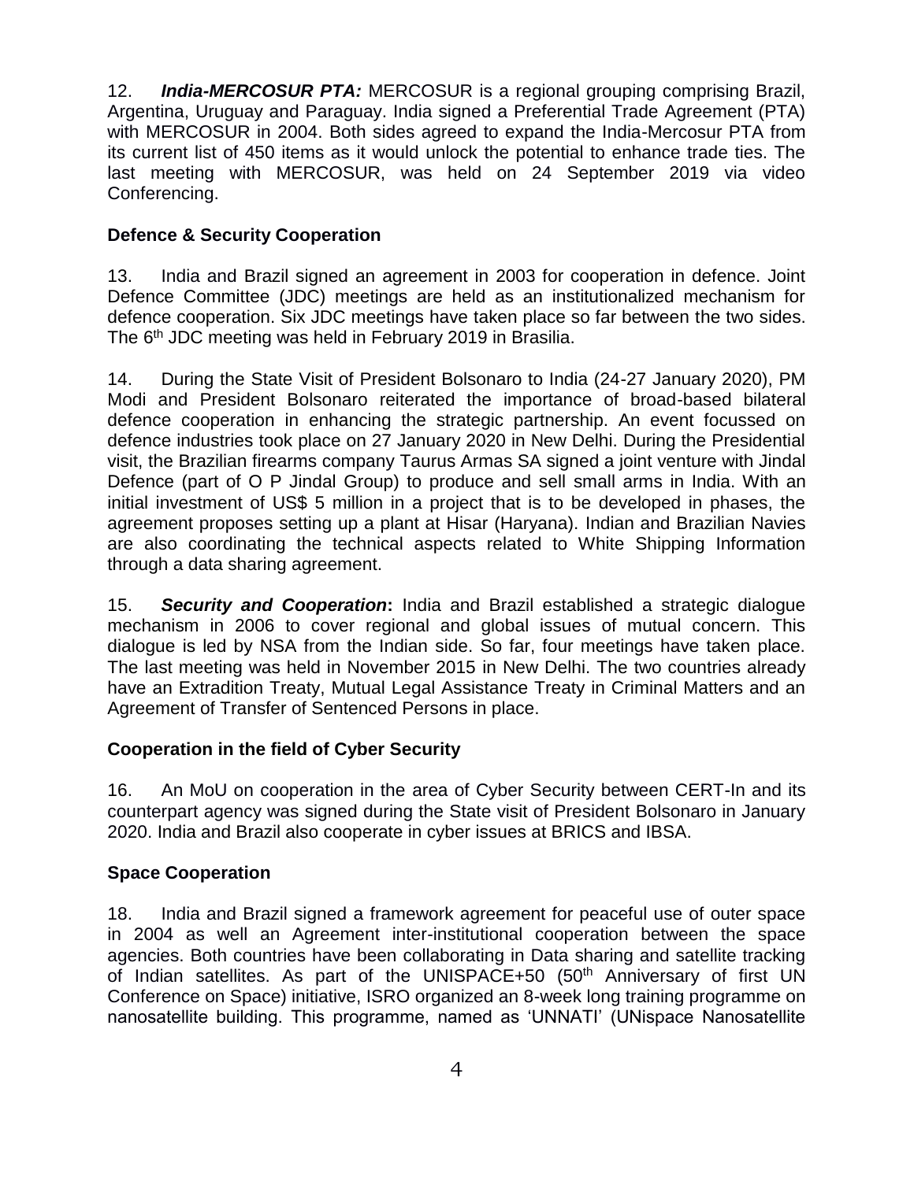12. ***India-MERCOSUR PTA:*** MERCOSUR is a regional grouping comprising Brazil, Argentina, Uruguay and Paraguay. India signed a Preferential Trade Agreement (PTA) with MERCOSUR in 2004. Both sides agreed to expand the India-Mercosur PTA from its current list of 450 items as it would unlock the potential to enhance trade ties. The last meeting with MERCOSUR, was held on 24 September 2019 via video Conferencing.

**Defence & Security Cooperation**

13. India and Brazil signed an agreement in 2003 for cooperation in defence. Joint Defence Committee (JDC) meetings are held as an institutionalized mechanism for defence cooperation. Six JDC meetings have taken place so far between the two sides. The 6th JDC meeting was held in February 2019 in Brasilia.

14. During the State Visit of President Bolsonaro to India (24-27 January 2020), PM Modi and President Bolsonaro reiterated the importance of broad-based bilateral defence cooperation in enhancing the strategic partnership. An event focussed on defence industries took place on 27 January 2020 in New Delhi. During the Presidential visit, the Brazilian firearms company Taurus Armas SA signed a joint venture with Jindal Defence (part of O P Jindal Group) to produce and sell small arms in India. With an initial investment of US$ 5 million in a project that is to be developed in phases, the agreement proposes setting up a plant at Hisar (Haryana). Indian and Brazilian Navies are also coordinating the technical aspects related to White Shipping Information through a data sharing agreement.

15. ***Security and Cooperation*****:** India and Brazil established a strategic dialogue mechanism in 2006 to cover regional and global issues of mutual concern. This dialogue is led by NSA from the Indian side. So far, four meetings have taken place. The last meeting was held in November 2015 in New Delhi. The two countries already have an Extradition Treaty, Mutual Legal Assistance Treaty in Criminal Matters and an Agreement of Transfer of Sentenced Persons in place.

**Cooperation in the field of Cyber Security**

16. An MoU on cooperation in the area of Cyber Security between CERT-In and its counterpart agency was signed during the State visit of President Bolsonaro in January 2020. India and Brazil also cooperate in cyber issues at BRICS and IBSA.

**Space Cooperation**

18. India and Brazil signed a framework agreement for peaceful use of outer space in 2004 as well an Agreement inter-institutional cooperation between the space agencies. Both countries have been collaborating in Data sharing and satellite tracking of Indian satellites. As part of the UNISPACE+50 (50th Anniversary of first UN Conference on Space) initiative, ISRO organized an 8-week long training programme on nanosatellite building. This programme, named as 'UNNATI' (UNispace Nanosatellite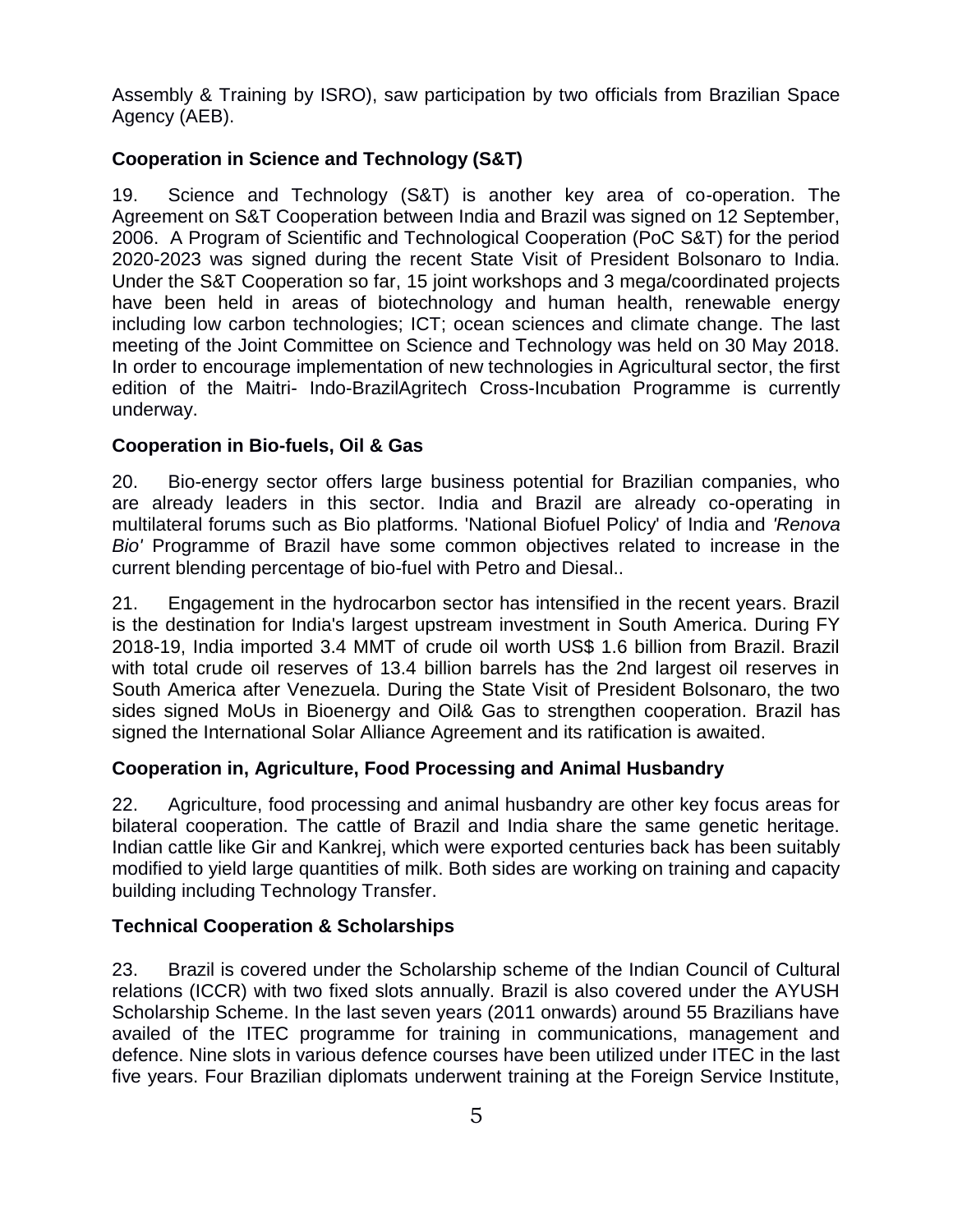Assembly & Training by ISRO), saw participation by two officials from Brazilian Space Agency (AEB).

### Cooperation in Science and Technology (S&T)

19. Science and Technology (S&T) is another key area of co-operation. The Agreement on S&T Cooperation between India and Brazil was signed on 12 September, 2006. A Program of Scientific and Technological Cooperation (PoC S&T) for the period 2020-2023 was signed during the recent State Visit of President Bolsonaro to India. Under the S&T Cooperation so far, 15 joint workshops and 3 mega/coordinated projects have been held in areas of biotechnology and human health, renewable energy including low carbon technologies; ICT; ocean sciences and climate change. The last meeting of the Joint Committee on Science and Technology was held on 30 May 2018. In order to encourage implementation of new technologies in Agricultural sector, the first edition of the Maitri- Indo-BrazilAgritech Cross-Incubation Programme is currently underway.

### Cooperation in Bio-fuels, Oil & Gas

20. Bio-energy sector offers large business potential for Brazilian companies, who are already leaders in this sector. India and Brazil are already co-operating in multilateral forums such as Bio platforms. 'National Biofuel Policy' of India and *'Renova Bio'* Programme of Brazil have some common objectives related to increase in the current blending percentage of bio-fuel with Petro and Diesal..

21. Engagement in the hydrocarbon sector has intensified in the recent years. Brazil is the destination for India's largest upstream investment in South America. During FY 2018-19, India imported 3.4 MMT of crude oil worth US$ 1.6 billion from Brazil. Brazil with total crude oil reserves of 13.4 billion barrels has the 2nd largest oil reserves in South America after Venezuela. During the State Visit of President Bolsonaro, the two sides signed MoUs in Bioenergy and Oil& Gas to strengthen cooperation. Brazil has signed the International Solar Alliance Agreement and its ratification is awaited.

### Cooperation in, Agriculture, Food Processing and Animal Husbandry

22. Agriculture, food processing and animal husbandry are other key focus areas for bilateral cooperation. The cattle of Brazil and India share the same genetic heritage. Indian cattle like Gir and Kankrej, which were exported centuries back has been suitably modified to yield large quantities of milk. Both sides are working on training and capacity building including Technology Transfer.

### Technical Cooperation & Scholarships

23. Brazil is covered under the Scholarship scheme of the Indian Council of Cultural relations (ICCR) with two fixed slots annually. Brazil is also covered under the AYUSH Scholarship Scheme. In the last seven years (2011 onwards) around 55 Brazilians have availed of the ITEC programme for training in communications, management and defence. Nine slots in various defence courses have been utilized under ITEC in the last five years. Four Brazilian diplomats underwent training at the Foreign Service Institute,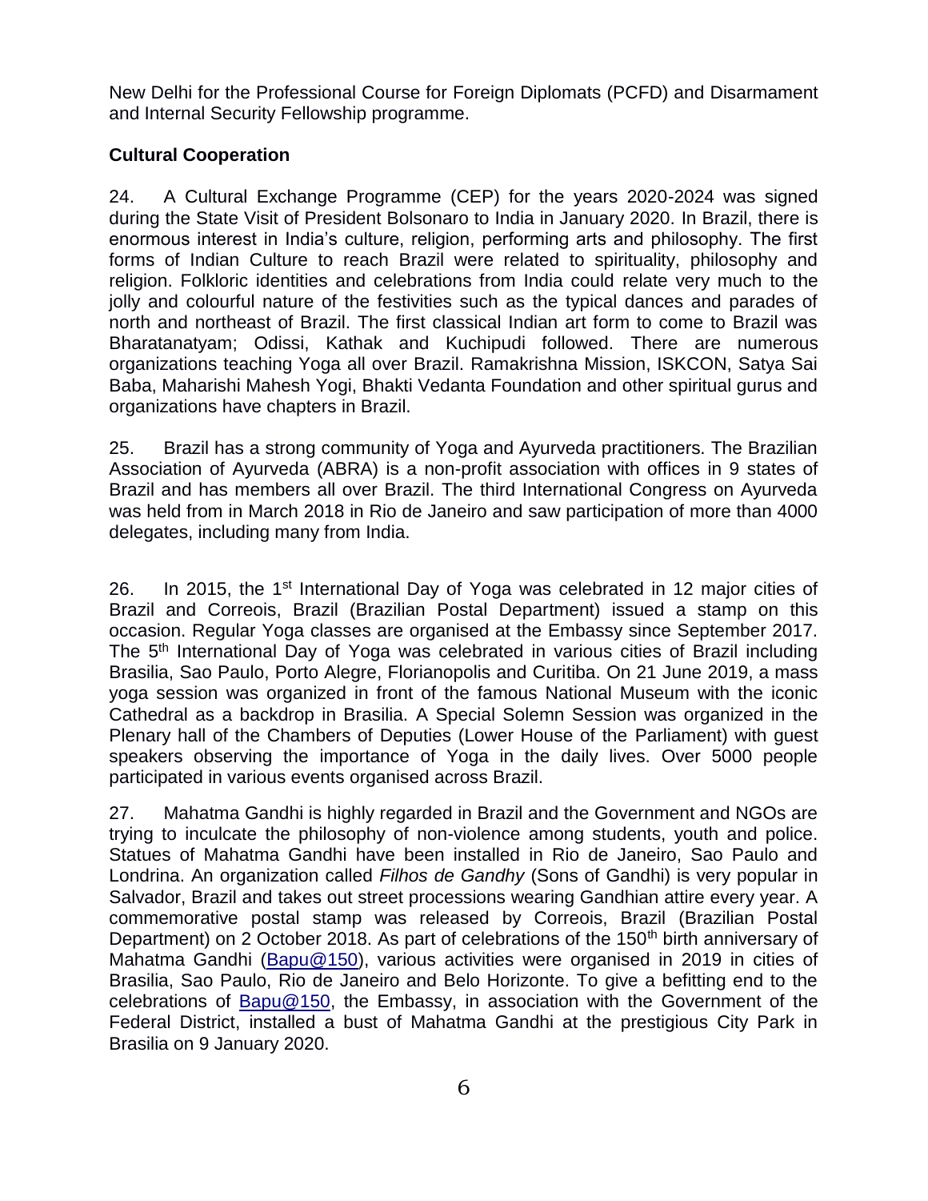New Delhi for the Professional Course for Foreign Diplomats (PCFD) and Disarmament and Internal Security Fellowship programme.

**Cultural Cooperation**

24. A Cultural Exchange Programme (CEP) for the years 2020-2024 was signed during the State Visit of President Bolsonaro to India in January 2020. In Brazil, there is enormous interest in India's culture, religion, performing arts and philosophy. The first forms of Indian Culture to reach Brazil were related to spirituality, philosophy and religion. Folkloric identities and celebrations from India could relate very much to the jolly and colourful nature of the festivities such as the typical dances and parades of north and northeast of Brazil. The first classical Indian art form to come to Brazil was Bharatanatyam; Odissi, Kathak and Kuchipudi followed. There are numerous organizations teaching Yoga all over Brazil. Ramakrishna Mission, ISKCON, Satya Sai Baba, Maharishi Mahesh Yogi, Bhakti Vedanta Foundation and other spiritual gurus and organizations have chapters in Brazil.

25. Brazil has a strong community of Yoga and Ayurveda practitioners. The Brazilian Association of Ayurveda (ABRA) is a non-profit association with offices in 9 states of Brazil and has members all over Brazil. The third International Congress on Ayurveda was held from in March 2018 in Rio de Janeiro and saw participation of more than 4000 delegates, including many from India.

26. In 2015, the 1st International Day of Yoga was celebrated in 12 major cities of Brazil and Correois, Brazil (Brazilian Postal Department) issued a stamp on this occasion. Regular Yoga classes are organised at the Embassy since September 2017. The 5th International Day of Yoga was celebrated in various cities of Brazil including Brasilia, Sao Paulo, Porto Alegre, Florianopolis and Curitiba. On 21 June 2019, a mass yoga session was organized in front of the famous National Museum with the iconic Cathedral as a backdrop in Brasilia. A Special Solemn Session was organized in the Plenary hall of the Chambers of Deputies (Lower House of the Parliament) with guest speakers observing the importance of Yoga in the daily lives. Over 5000 people participated in various events organised across Brazil.

27. Mahatma Gandhi is highly regarded in Brazil and the Government and NGOs are trying to inculcate the philosophy of non-violence among students, youth and police. Statues of Mahatma Gandhi have been installed in Rio de Janeiro, Sao Paulo and Londrina. An organization called *Filhos de Gandhy* (Sons of Gandhi) is very popular in Salvador, Brazil and takes out street processions wearing Gandhian attire every year. A commemorative postal stamp was released by Correois, Brazil (Brazilian Postal Department) on 2 October 2018. As part of celebrations of the 150th birth anniversary of Mahatma Gandhi (Bapu@150), various activities were organised in 2019 in cities of Brasilia, Sao Paulo, Rio de Janeiro and Belo Horizonte. To give a befitting end to the celebrations of Bapu@150, the Embassy, in association with the Government of the Federal District, installed a bust of Mahatma Gandhi at the prestigious City Park in Brasilia on 9 January 2020.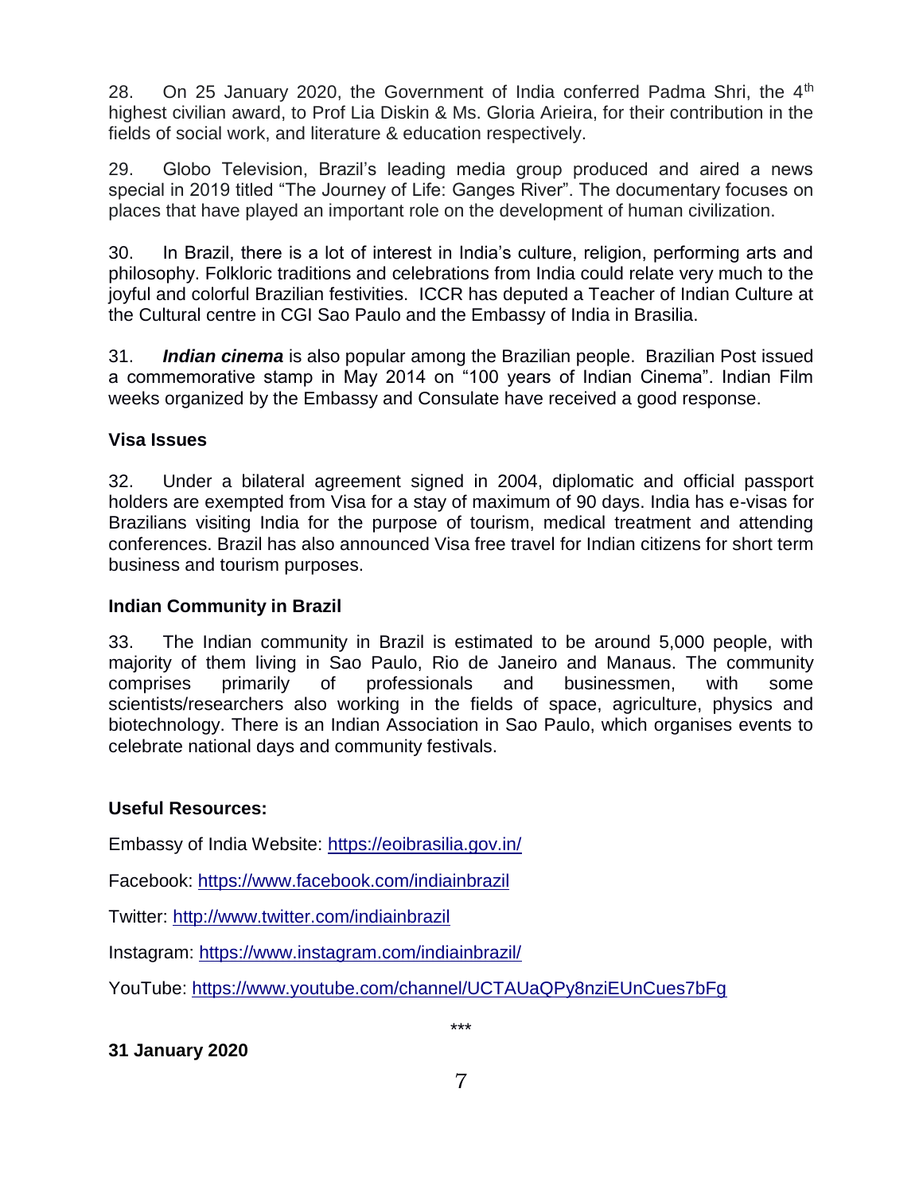28. On 25 January 2020, the Government of India conferred Padma Shri, the 4th highest civilian award, to Prof Lia Diskin & Ms. Gloria Arieira, for their contribution in the fields of social work, and literature & education respectively.

29. Globo Television, Brazil's leading media group produced and aired a news special in 2019 titled "The Journey of Life: Ganges River". The documentary focuses on places that have played an important role on the development of human civilization.

30. In Brazil, there is a lot of interest in India's culture, religion, performing arts and philosophy. Folkloric traditions and celebrations from India could relate very much to the joyful and colorful Brazilian festivities. ICCR has deputed a Teacher of Indian Culture at the Cultural centre in CGI Sao Paulo and the Embassy of India in Brasilia.

31. ***Indian cinema*** is also popular among the Brazilian people. Brazilian Post issued a commemorative stamp in May 2014 on "100 years of Indian Cinema". Indian Film weeks organized by the Embassy and Consulate have received a good response.

**Visa Issues**

32. Under a bilateral agreement signed in 2004, diplomatic and official passport holders are exempted from Visa for a stay of maximum of 90 days. India has e-visas for Brazilians visiting India for the purpose of tourism, medical treatment and attending conferences. Brazil has also announced Visa free travel for Indian citizens for short term business and tourism purposes.

**Indian Community in Brazil**

33. The Indian community in Brazil is estimated to be around 5,000 people, with majority of them living in Sao Paulo, Rio de Janeiro and Manaus. The community comprises primarily of professionals and businessmen, with some scientists/researchers also working in the fields of space, agriculture, physics and biotechnology. There is an Indian Association in Sao Paulo, which organises events to celebrate national days and community festivals.

**Useful Resources:**

Embassy of India Website: https://eoibrasilia.gov.in/

Facebook: https://www.facebook.com/indiainbrazil

Twitter: http://www.twitter.com/indiainbrazil

Instagram: https://www.instagram.com/indiainbrazil/

YouTube: https://www.youtube.com/channel/UCTAUaQPy8nziEUnCues7bFg

***

**31 January 2020**